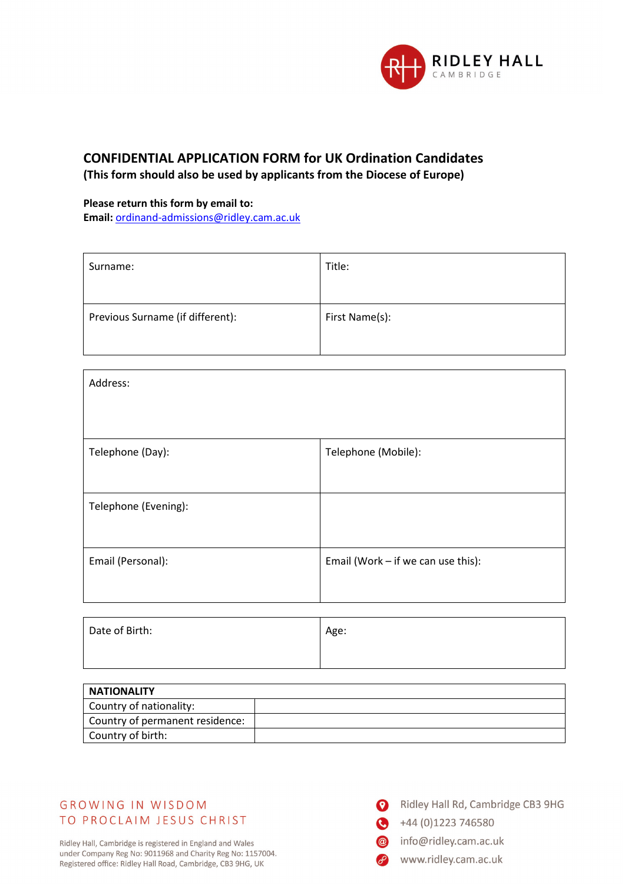RIDLEY HALL
CAMBRIDGE

## CONFIDENTIAL APPLICATION FORM for UK Ordination Candidates

**(This form should also be used by applicants from the Diocese of Europe)**

**Please return this form by email to:**
**Email:** ordinand-admissions@ridley.cam.ac.uk

| Surname: | Title: |
|---|---|
| Previous Surname (if different): | First Name(s): |

| Address: | |
|---|---|
| Telephone (Day): | Telephone (Mobile): |
| Telephone (Evening): | |
| Email (Personal): | Email (Work – if we can use this): |

| Date of Birth: | Age: |
|---|---|

| **NATIONALITY** | |
|---|---|
| Country of nationality: | |
| Country of permanent residence: | |
| Country of birth: | |

GROWING IN WISDOM
TO PROCLAIM JESUS CHRIST

Ridley Hall, Cambridge is registered in England and Wales under Company Reg No: 9011968 and Charity Reg No: 1157004. Registered office: Ridley Hall Road, Cambridge, CB3 9HG, UK

Ridley Hall Rd, Cambridge CB3 9HG
+44 (0)1223 746580
info@ridley.cam.ac.uk
www.ridley.cam.ac.uk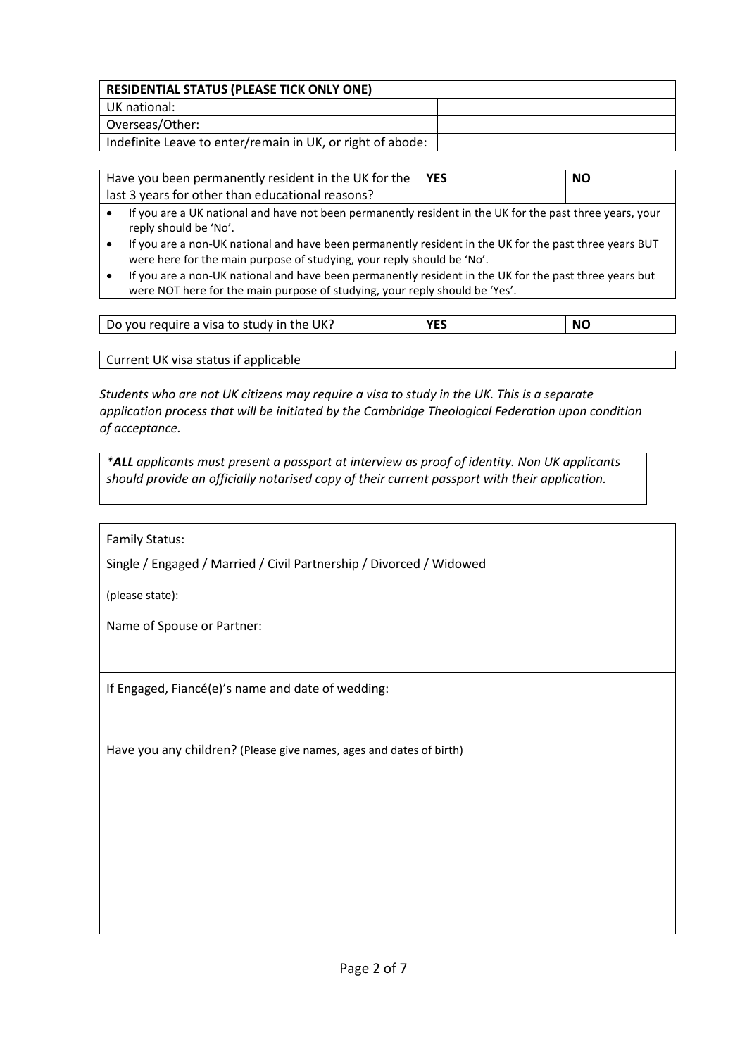| RESIDENTIAL STATUS (PLEASE TICK ONLY ONE) | |
|---|---|
| UK national: | |
| Overseas/Other: | |
| Indefinite Leave to enter/remain in UK, or right of abode: | |

| Have you been permanently resident in the UK for the last 3 years for other than educational reasons? | YES | NO |
|---|---|---|

- If you are a UK national and have not been permanently resident in the UK for the past three years, your reply should be 'No'.
- If you are a non-UK national and have been permanently resident in the UK for the past three years BUT were here for the main purpose of studying, your reply should be 'No'.
- If you are a non-UK national and have been permanently resident in the UK for the past three years but were NOT here for the main purpose of studying, your reply should be 'Yes'.

| Do you require a visa to study in the UK? | YES | NO |
|---|---|---|

| Current UK visa status if applicable | |
|---|---|

*Students who are not UK citizens may require a visa to study in the UK. This is a separate application process that will be initiated by the Cambridge Theological Federation upon condition of acceptance.*

*\***ALL** applicants must present a passport at interview as proof of identity. Non UK applicants should provide an officially notarised copy of their current passport with their application.*

Family Status:

Single / Engaged / Married / Civil Partnership / Divorced / Widowed

(please state):

Name of Spouse or Partner:

If Engaged, Fiancé(e)'s name and date of wedding:

Have you any children? (Please give names, ages and dates of birth)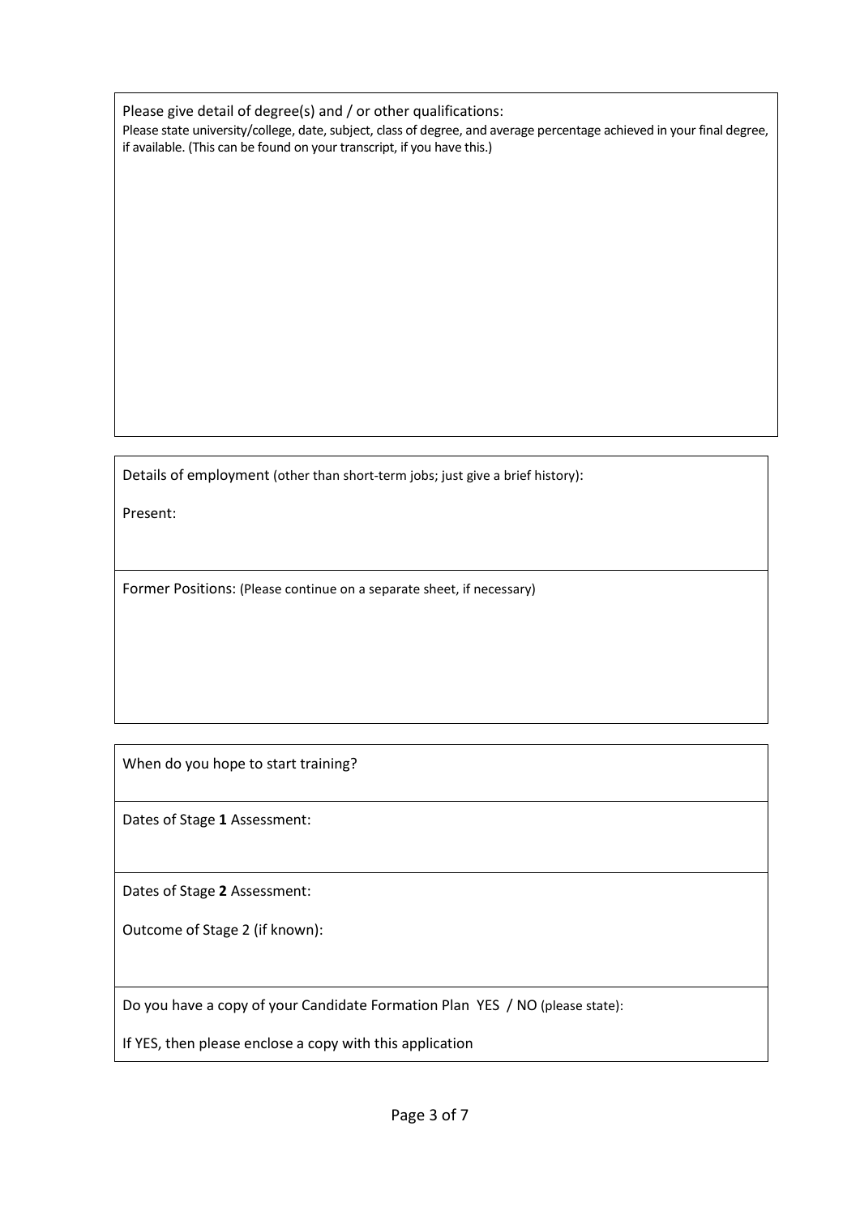Please give detail of degree(s) and / or other qualifications:

Please state university/college, date, subject, class of degree, and average percentage achieved in your final degree, if available. (This can be found on your transcript, if you have this.)

Details of employment (other than short-term jobs; just give a brief history):

Present:

Former Positions: (Please continue on a separate sheet, if necessary)

When do you hope to start training?

Dates of Stage **1** Assessment:

Dates of Stage **2** Assessment:

Outcome of Stage 2 (if known):

Do you have a copy of your Candidate Formation Plan YES / NO (please state):

If YES, then please enclose a copy with this application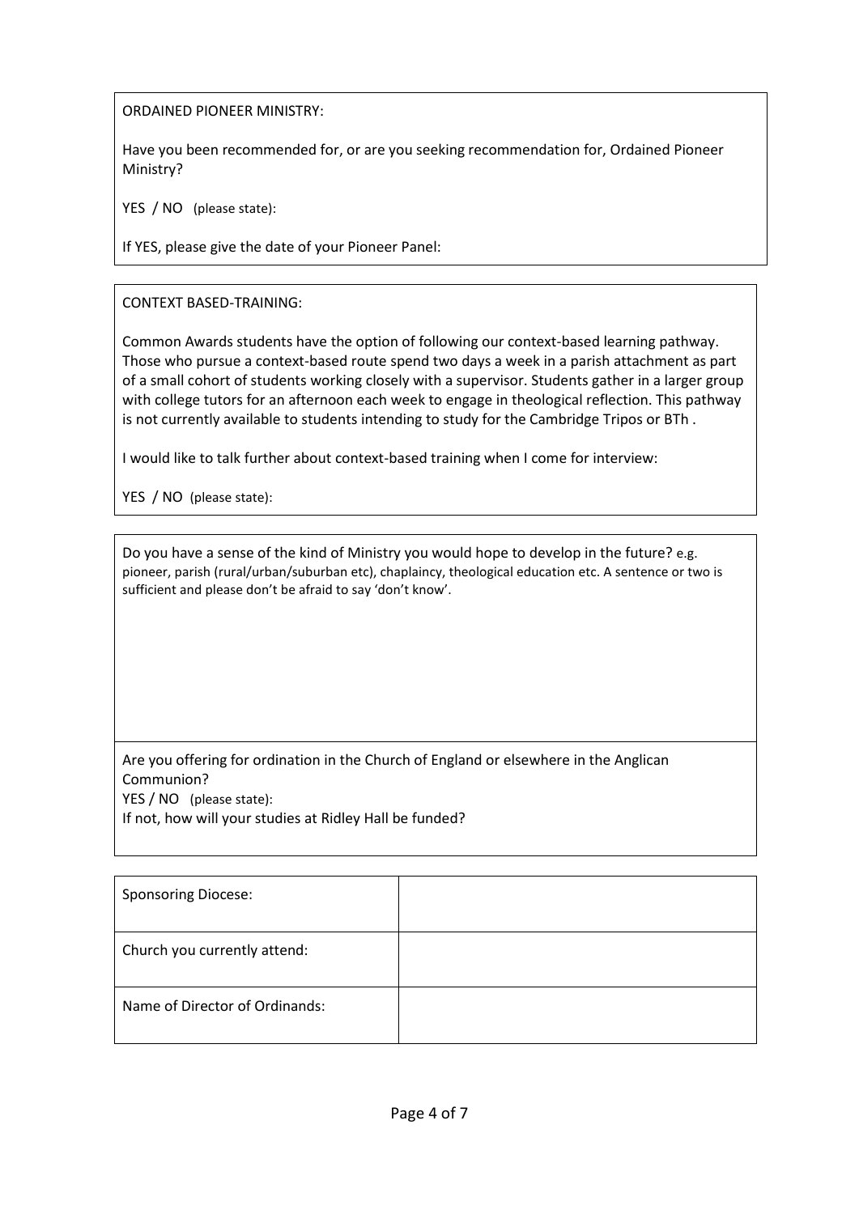ORDAINED PIONEER MINISTRY:

Have you been recommended for, or are you seeking recommendation for, Ordained Pioneer Ministry?

YES / NO (please state):

If YES, please give the date of your Pioneer Panel:

CONTEXT BASED-TRAINING:

Common Awards students have the option of following our context-based learning pathway. Those who pursue a context-based route spend two days a week in a parish attachment as part of a small cohort of students working closely with a supervisor. Students gather in a larger group with college tutors for an afternoon each week to engage in theological reflection. This pathway is not currently available to students intending to study for the Cambridge Tripos or BTh .

I would like to talk further about context-based training when I come for interview:

YES / NO (please state):

Do you have a sense of the kind of Ministry you would hope to develop in the future? e.g. pioneer, parish (rural/urban/suburban etc), chaplaincy, theological education etc. A sentence or two is sufficient and please don't be afraid to say 'don't know'.

Are you offering for ordination in the Church of England or elsewhere in the Anglican Communion?
YES / NO (please state):
If not, how will your studies at Ridley Hall be funded?

| Sponsoring Diocese: | |
|---|---|
| Church you currently attend: | |
| Name of Director of Ordinands: | |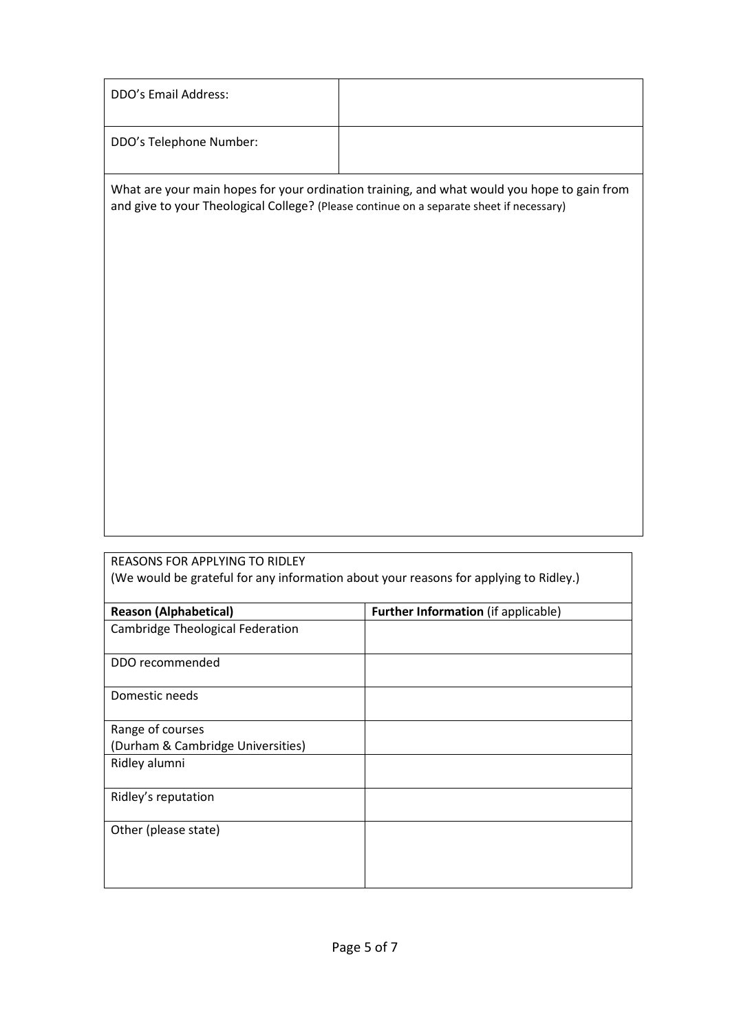| DDO's Email Address: | |
|---|---|
| DDO's Telephone Number: | |

What are your main hopes for your ordination training, and what would you hope to gain from and give to your Theological College? (Please continue on a separate sheet if necessary)

REASONS FOR APPLYING TO RIDLEY

(We would be grateful for any information about your reasons for applying to Ridley.)

| **Reason (Alphabetical)** | **Further Information** (if applicable) |
|---|---|
| Cambridge Theological Federation | |
| DDO recommended | |
| Domestic needs | |
| Range of courses (Durham & Cambridge Universities) | |
| Ridley alumni | |
| Ridley's reputation | |
| Other (please state) | |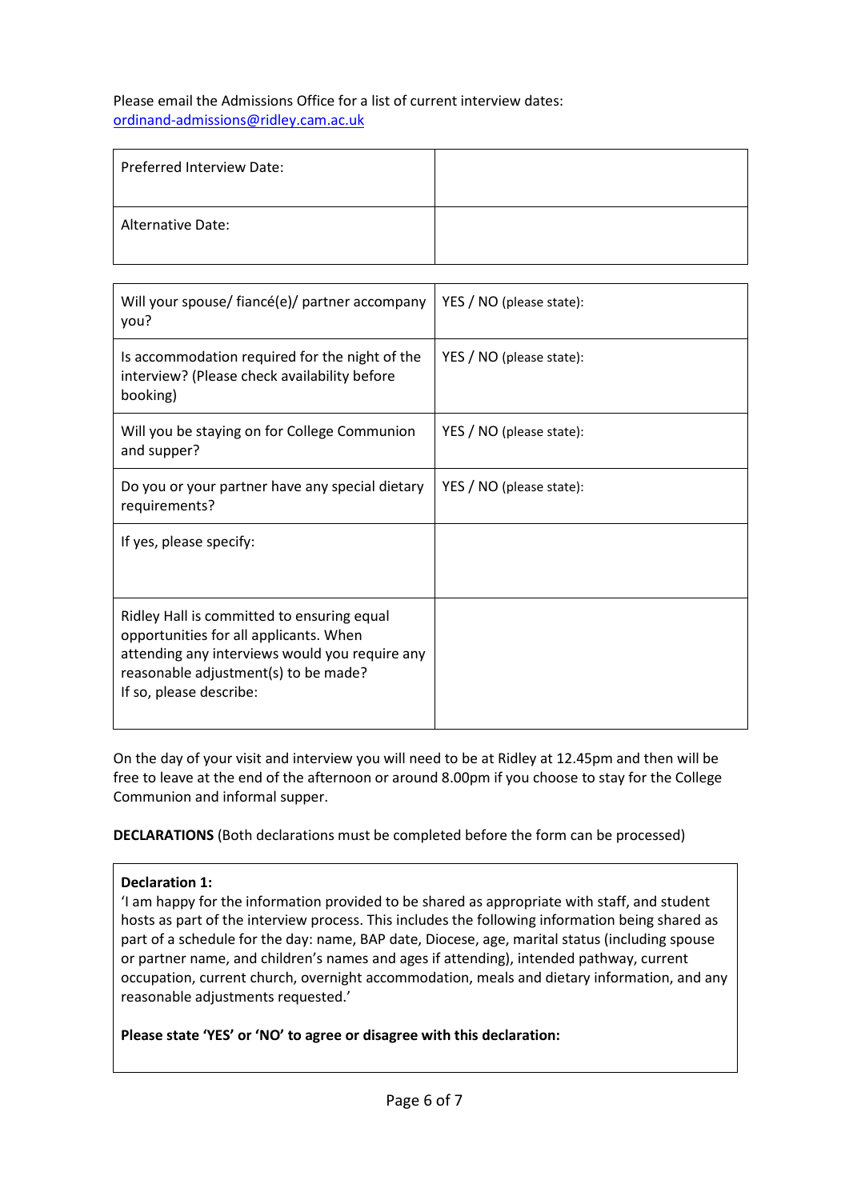Please email the Admissions Office for a list of current interview dates: [ordinand-admissions@ridley.cam.ac.uk](mailto:ordinand-admissions@ridley.cam.ac.uk)

| Preferred Interview Date: | |
|---|---|
| Alternative Date: | |

| Will your spouse/ fiancé(e)/ partner accompany you? | YES / NO (please state): |
|---|---|
| Is accommodation required for the night of the interview? (Please check availability before booking) | YES / NO (please state): |
| Will you be staying on for College Communion and supper? | YES / NO (please state): |
| Do you or your partner have any special dietary requirements? | YES / NO (please state): |
| If yes, please specify: | |
| Ridley Hall is committed to ensuring equal opportunities for all applicants. When attending any interviews would you require any reasonable adjustment(s) to be made? If so, please describe: | |

On the day of your visit and interview you will need to be at Ridley at 12.45pm and then will be free to leave at the end of the afternoon or around 8.00pm if you choose to stay for the College Communion and informal supper.

**DECLARATIONS** (Both declarations must be completed before the form can be processed)

**Declaration 1:**
'I am happy for the information provided to be shared as appropriate with staff, and student hosts as part of the interview process. This includes the following information being shared as part of a schedule for the day: name, BAP date, Diocese, age, marital status (including spouse or partner name, and children's names and ages if attending), intended pathway, current occupation, current church, overnight accommodation, meals and dietary information, and any reasonable adjustments requested.'

**Please state 'YES' or 'NO' to agree or disagree with this declaration:**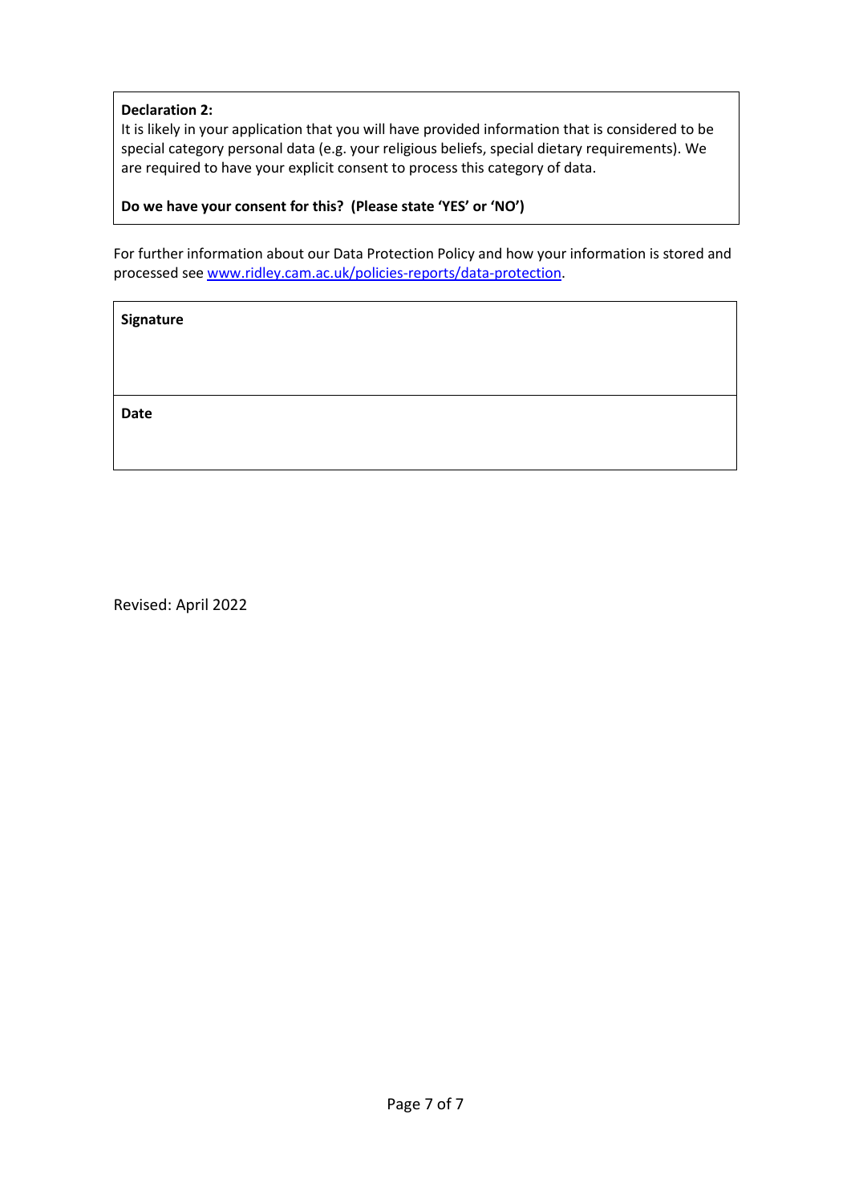**Declaration 2:**
It is likely in your application that you will have provided information that is considered to be special category personal data (e.g. your religious beliefs, special dietary requirements). We are required to have your explicit consent to process this category of data.

**Do we have your consent for this? (Please state 'YES' or 'NO')**

For further information about our Data Protection Policy and how your information is stored and processed see www.ridley.cam.ac.uk/policies-reports/data-protection.

| |
|---|
| **Signature** |
| **Date** |

Revised: April 2022